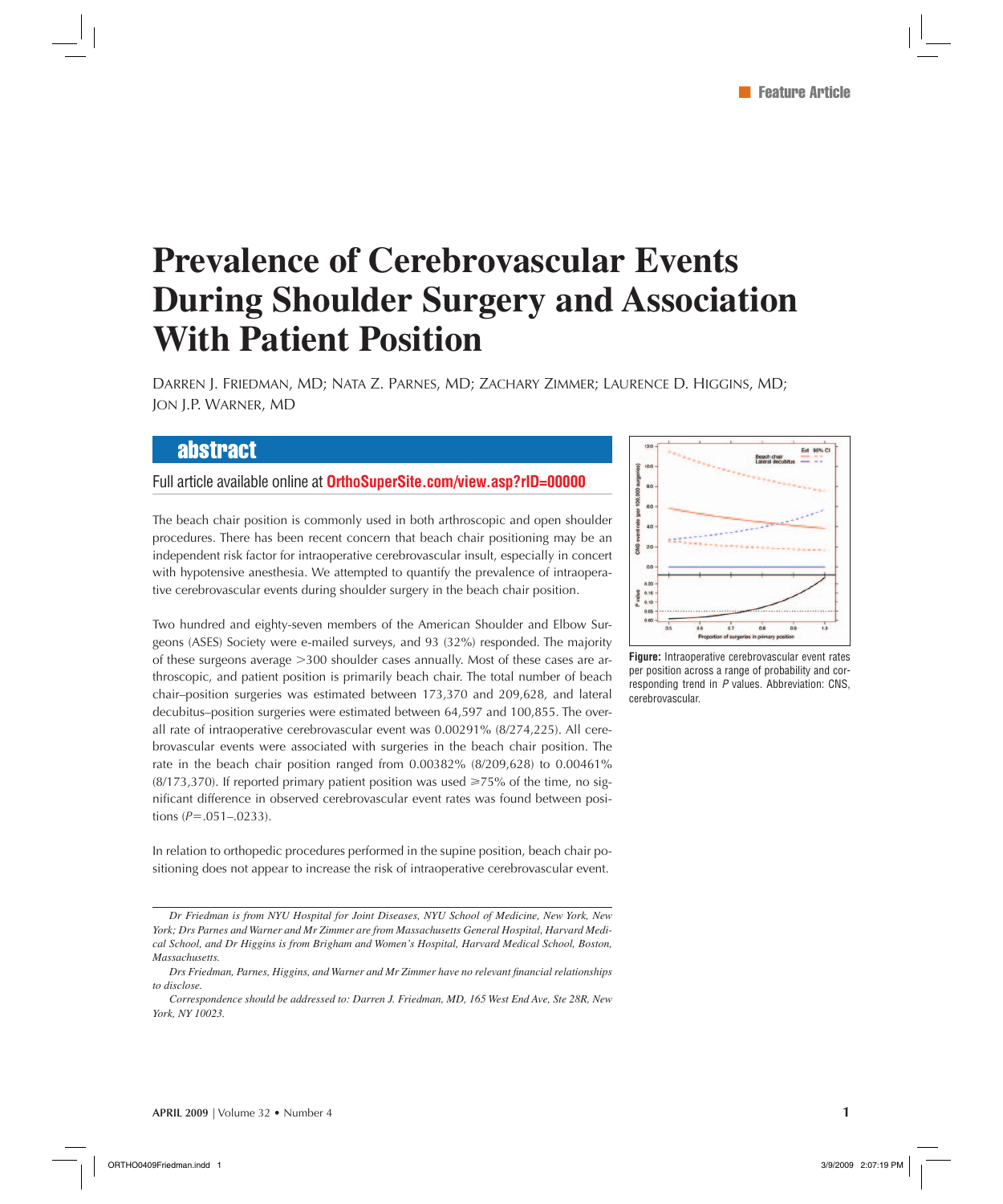Feature Article

# Prevalence of Cerebrovascular Events During Shoulder Surgery and Association With Patient Position

Darren J. Friedman, MD; Nata Z. Parnes, MD; Zachary Zimmer; Laurence D. Higgins, MD; Jon J.P. Warner, MD

## abstract

Full article available online at **OrthoSuperSite.com/view.asp?rID=00000**

The beach chair position is commonly used in both arthroscopic and open shoulder procedures. There has been recent concern that beach chair positioning may be an independent risk factor for intraoperative cerebrovascular insult, especially in concert with hypotensive anesthesia. We attempted to quantify the prevalence of intraoperative cerebrovascular events during shoulder surgery in the beach chair position.

Two hundred and eighty-seven members of the American Shoulder and Elbow Surgeons (ASES) Society were e-mailed surveys, and 93 (32%) responded. The majority of these surgeons average >300 shoulder cases annually. Most of these cases are arthroscopic, and patient position is primarily beach chair. The total number of beach chair–position surgeries was estimated between 173,370 and 209,628, and lateral decubitus–position surgeries were estimated between 64,597 and 100,855. The overall rate of intraoperative cerebrovascular event was 0.00291% (8/274,225). All cerebrovascular events were associated with surgeries in the beach chair position. The rate in the beach chair position ranged from 0.00382% (8/209,628) to 0.00461% (8/173,370). If reported primary patient position was used ⩾75% of the time, no significant difference in observed cerebrovascular event rates was found between positions ($P$=.051–.0233).

In relation to orthopedic procedures performed in the supine position, beach chair positioning does not appear to increase the risk of intraoperative cerebrovascular event.

**Figure:** Intraoperative cerebrovascular event rates per position across a range of probability and corresponding trend in $P$ values. Abbreviation: CNS, cerebrovascular.

*Dr Friedman is from NYU Hospital for Joint Diseases, NYU School of Medicine, New York, New York; Drs Parnes and Warner and Mr Zimmer are from Massachusetts General Hospital, Harvard Medical School, and Dr Higgins is from Brigham and Women's Hospital, Harvard Medical School, Boston, Massachusetts.*

*Drs Friedman, Parnes, Higgins, and Warner and Mr Zimmer have no relevant financial relationships to disclose.*

*Correspondence should be addressed to: Darren J. Friedman, MD, 165 West End Ave, Ste 28R, New York, NY 10023.*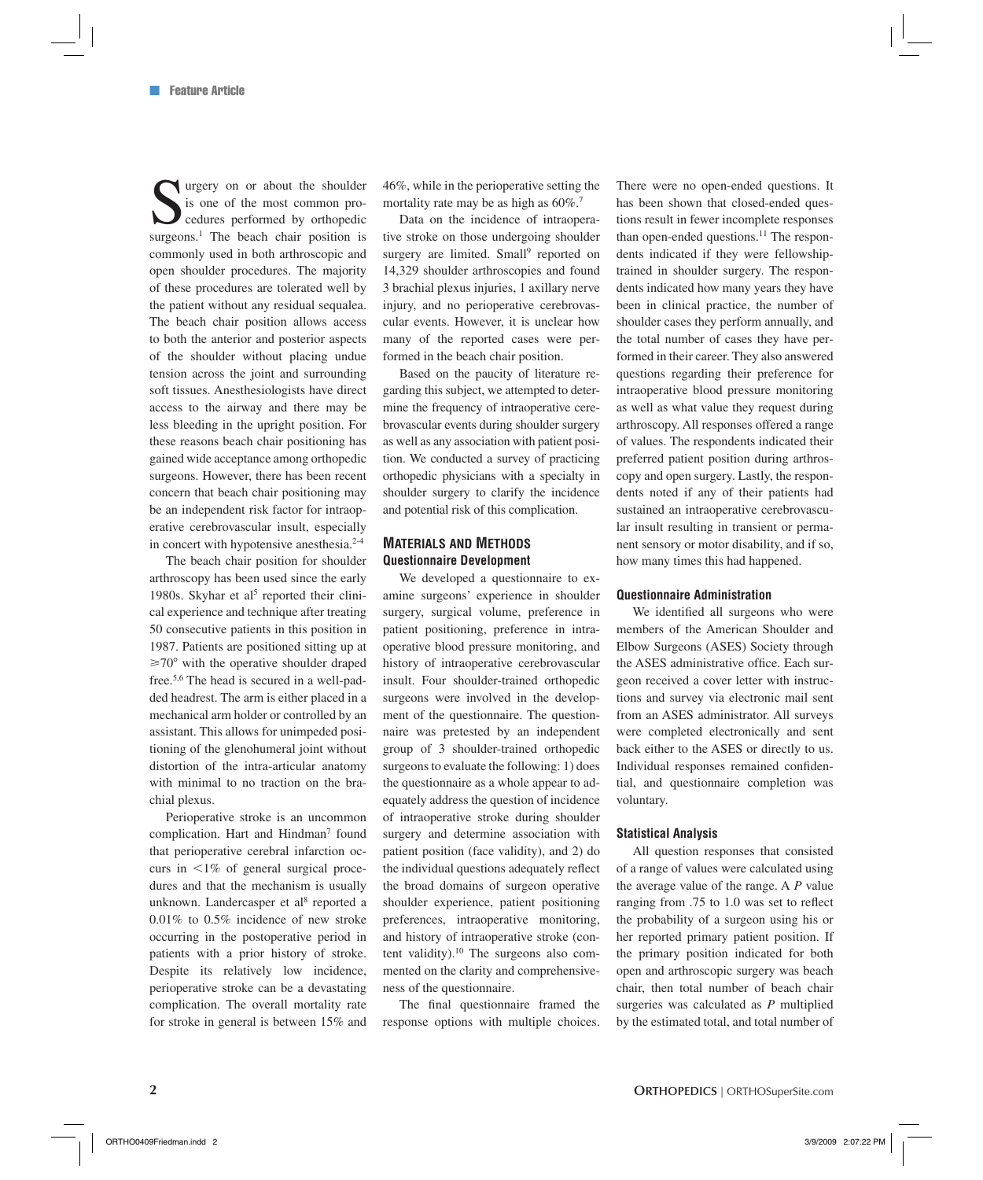Surgery on or about the shoulder is one of the most common procedures performed by orthopedic surgeons.[1] The beach chair position is commonly used in both arthroscopic and open shoulder procedures. The majority of these procedures are tolerated well by the patient without any residual sequalea. The beach chair position allows access to both the anterior and posterior aspects of the shoulder without placing undue tension across the joint and surrounding soft tissues. Anesthesiologists have direct access to the airway and there may be less bleeding in the upright position. For these reasons beach chair positioning has gained wide acceptance among orthopedic surgeons. However, there has been recent concern that beach chair positioning may be an independent risk factor for intraoperative cerebrovascular insult, especially in concert with hypotensive anesthesia.[2-4]

The beach chair position for shoulder arthroscopy has been used since the early 1980s. Skyhar et al[5] reported their clinical experience and technique after treating 50 consecutive patients in this position in 1987. Patients are positioned sitting up at ⩾70° with the operative shoulder draped free.[5,6] The head is secured in a well-padded headrest. The arm is either placed in a mechanical arm holder or controlled by an assistant. This allows for unimpeded positioning of the glenohumeral joint without distortion of the intra-articular anatomy with minimal to no traction on the brachial plexus.

Perioperative stroke is an uncommon complication. Hart and Hindman[7] found that perioperative cerebral infarction occurs in <1% of general surgical procedures and that the mechanism is usually unknown. Landercasper et al[8] reported a 0.01% to 0.5% incidence of new stroke occurring in the postoperative period in patients with a prior history of stroke. Despite its relatively low incidence, perioperative stroke can be a devastating complication. The overall mortality rate for stroke in general is between 15% and 46%, while in the perioperative setting the mortality rate may be as high as 60%.[7]

Data on the incidence of intraoperative stroke on those undergoing shoulder surgery are limited. Small[9] reported on 14,329 shoulder arthroscopies and found 3 brachial plexus injuries, 1 axillary nerve injury, and no perioperative cerebrovascular events. However, it is unclear how many of the reported cases were performed in the beach chair position.

Based on the paucity of literature regarding this subject, we attempted to determine the frequency of intraoperative cerebrovascular events during shoulder surgery as well as any association with patient position. We conducted a survey of practicing orthopedic physicians with a specialty in shoulder surgery to clarify the incidence and potential risk of this complication.

## Materials and Methods

### Questionnaire Development

We developed a questionnaire to examine surgeons' experience in shoulder surgery, surgical volume, preference in patient positioning, preference in intraoperative blood pressure monitoring, and history of intraoperative cerebrovascular insult. Four shoulder-trained orthopedic surgeons were involved in the development of the questionnaire. The questionnaire was pretested by an independent group of 3 shoulder-trained orthopedic surgeons to evaluate the following: 1) does the questionnaire as a whole appear to adequately address the question of incidence of intraoperative stroke during shoulder surgery and determine association with patient position (face validity), and 2) do the individual questions adequately reflect the broad domains of surgeon operative shoulder experience, patient positioning preferences, intraoperative monitoring, and history of intraoperative stroke (content validity).[10] The surgeons also commented on the clarity and comprehensiveness of the questionnaire.

The final questionnaire framed the response options with multiple choices. There were no open-ended questions. It has been shown that closed-ended questions result in fewer incomplete responses than open-ended questions.[11] The respondents indicated if they were fellowship-trained in shoulder surgery. The respondents indicated how many years they have been in clinical practice, the number of shoulder cases they perform annually, and the total number of cases they have performed in their career. They also answered questions regarding their preference for intraoperative blood pressure monitoring as well as what value they request during arthroscopy. All responses offered a range of values. The respondents indicated their preferred patient position during arthroscopy and open surgery. Lastly, the respondents noted if any of their patients had sustained an intraoperative cerebrovascular insult resulting in transient or permanent sensory or motor disability, and if so, how many times this had happened.

### Questionnaire Administration

We identified all surgeons who were members of the American Shoulder and Elbow Surgeons (ASES) Society through the ASES administrative office. Each surgeon received a cover letter with instructions and survey via electronic mail sent from an ASES administrator. All surveys were completed electronically and sent back either to the ASES or directly to us. Individual responses remained confidential, and questionnaire completion was voluntary.

### Statistical Analysis

All question responses that consisted of a range of values were calculated using the average value of the range. A $P$ value ranging from .75 to 1.0 was set to reflect the probability of a surgeon using his or her reported primary patient position. If the primary position indicated for both open and arthroscopic surgery was beach chair, then total number of beach chair surgeries was calculated as $P$ multiplied by the estimated total, and total number of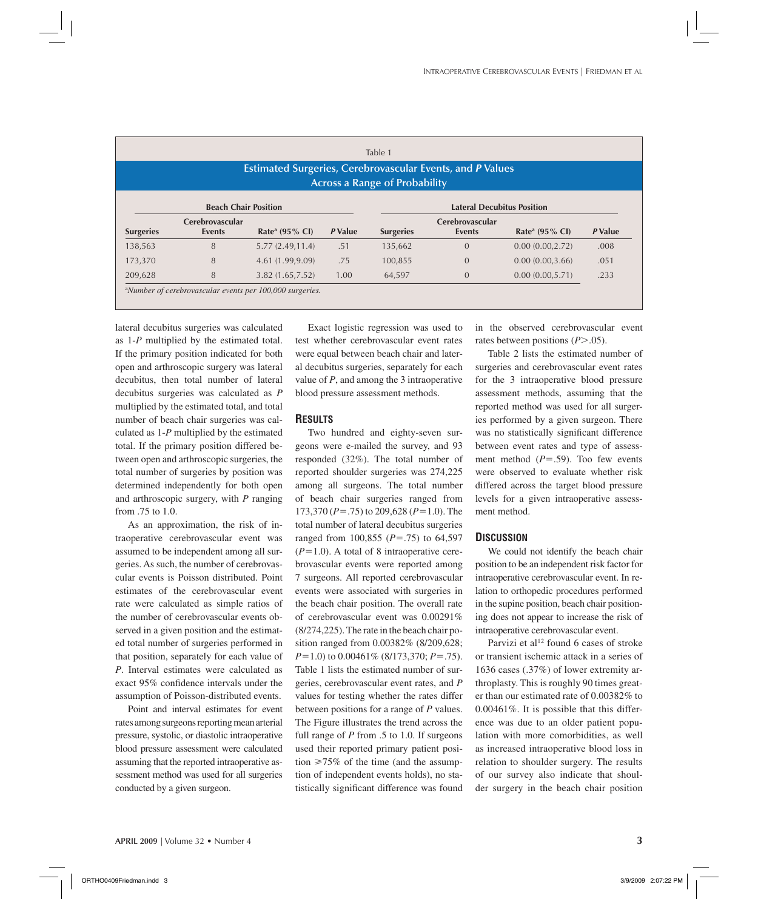Table 1

**Estimated Surgeries, Cerebrovascular Events, and *P* Values Across a Range of Probability**

| Beach Chair Position | | | | Lateral Decubitus Position | | | |
|---|---|---|---|---|---|---|---|
| Surgeries | Cerebrovascular Events | Rate[a] (95% CI) | *P* Value | Surgeries | Cerebrovascular Events | Rate[a] (95% CI) | *P* Value |
| 138,563 | 8 | 5.77 (2.49,11.4) | .51 | 135,662 | 0 | 0.00 (0.00,2.72) | .008 |
| 173,370 | 8 | 4.61 (1.99,9.09) | .75 | 100,855 | 0 | 0.00 (0.00,3.66) | .051 |
| 209,628 | 8 | 3.82 (1.65,7.52) | 1.00 | 64,597 | 0 | 0.00 (0.00,5.71) | .233 |

[a]*Number of cerebrovascular events per 100,000 surgeries.*

lateral decubitus surgeries was calculated as 1-*P* multiplied by the estimated total. If the primary position indicated for both open and arthroscopic surgery was lateral decubitus, then total number of lateral decubitus surgeries was calculated as *P* multiplied by the estimated total, and total number of beach chair surgeries was calculated as 1-*P* multiplied by the estimated total. If the primary position differed between open and arthroscopic surgeries, the total number of surgeries by position was determined independently for both open and arthroscopic surgery, with *P* ranging from .75 to 1.0.

As an approximation, the risk of intraoperative cerebrovascular event was assumed to be independent among all surgeries. As such, the number of cerebrovascular events is Poisson distributed. Point estimates of the cerebrovascular event rate were calculated as simple ratios of the number of cerebrovascular events observed in a given position and the estimated total number of surgeries performed in that position, separately for each value of *P*. Interval estimates were calculated as exact 95% confidence intervals under the assumption of Poisson-distributed events.

Point and interval estimates for event rates among surgeons reporting mean arterial pressure, systolic, or diastolic intraoperative blood pressure assessment were calculated assuming that the reported intraoperative assessment method was used for all surgeries conducted by a given surgeon.

Exact logistic regression was used to test whether cerebrovascular event rates were equal between beach chair and lateral decubitus surgeries, separately for each value of *P*, and among the 3 intraoperative blood pressure assessment methods.

## Results

Two hundred and eighty-seven surgeons were e-mailed the survey, and 93 responded (32%). The total number of reported shoulder surgeries was 274,225 among all surgeons. The total number of beach chair surgeries ranged from 173,370 ($P$=.75) to 209,628 ($P$=1.0). The total number of lateral decubitus surgeries ranged from 100,855 ($P$=.75) to 64,597 ($P$=1.0). A total of 8 intraoperative cerebrovascular events were reported among 7 surgeons. All reported cerebrovascular events were associated with surgeries in the beach chair position. The overall rate of cerebrovascular event was 0.00291% (8/274,225). The rate in the beach chair position ranged from 0.00382% (8/209,628; $P$=1.0) to 0.00461% (8/173,370; $P$=.75). Table 1 lists the estimated number of surgeries, cerebrovascular event rates, and *P* values for testing whether the rates differ between positions for a range of *P* values. The Figure illustrates the trend across the full range of *P* from .5 to 1.0. If surgeons used their reported primary patient position $\geq$75% of the time (and the assumption of independent events holds), no statistically significant difference was found in the observed cerebrovascular event rates between positions ($P$>.05).

Table 2 lists the estimated number of surgeries and cerebrovascular event rates for the 3 intraoperative blood pressure assessment methods, assuming that the reported method was used for all surgeries performed by a given surgeon. There was no statistically significant difference between event rates and type of assessment method ($P$=.59). Too few events were observed to evaluate whether risk differed across the target blood pressure levels for a given intraoperative assessment method.

## Discussion

We could not identify the beach chair position to be an independent risk factor for intraoperative cerebrovascular event. In relation to orthopedic procedures performed in the supine position, beach chair positioning does not appear to increase the risk of intraoperative cerebrovascular event.

Parvizi et al[12] found 6 cases of stroke or transient ischemic attack in a series of 1636 cases (.37%) of lower extremity arthroplasty. This is roughly 90 times greater than our estimated rate of 0.00382% to 0.00461%. It is possible that this difference was due to an older patient population with more comorbidities, as well as increased intraoperative blood loss in relation to shoulder surgery. The results of our survey also indicate that shoulder surgery in the beach chair position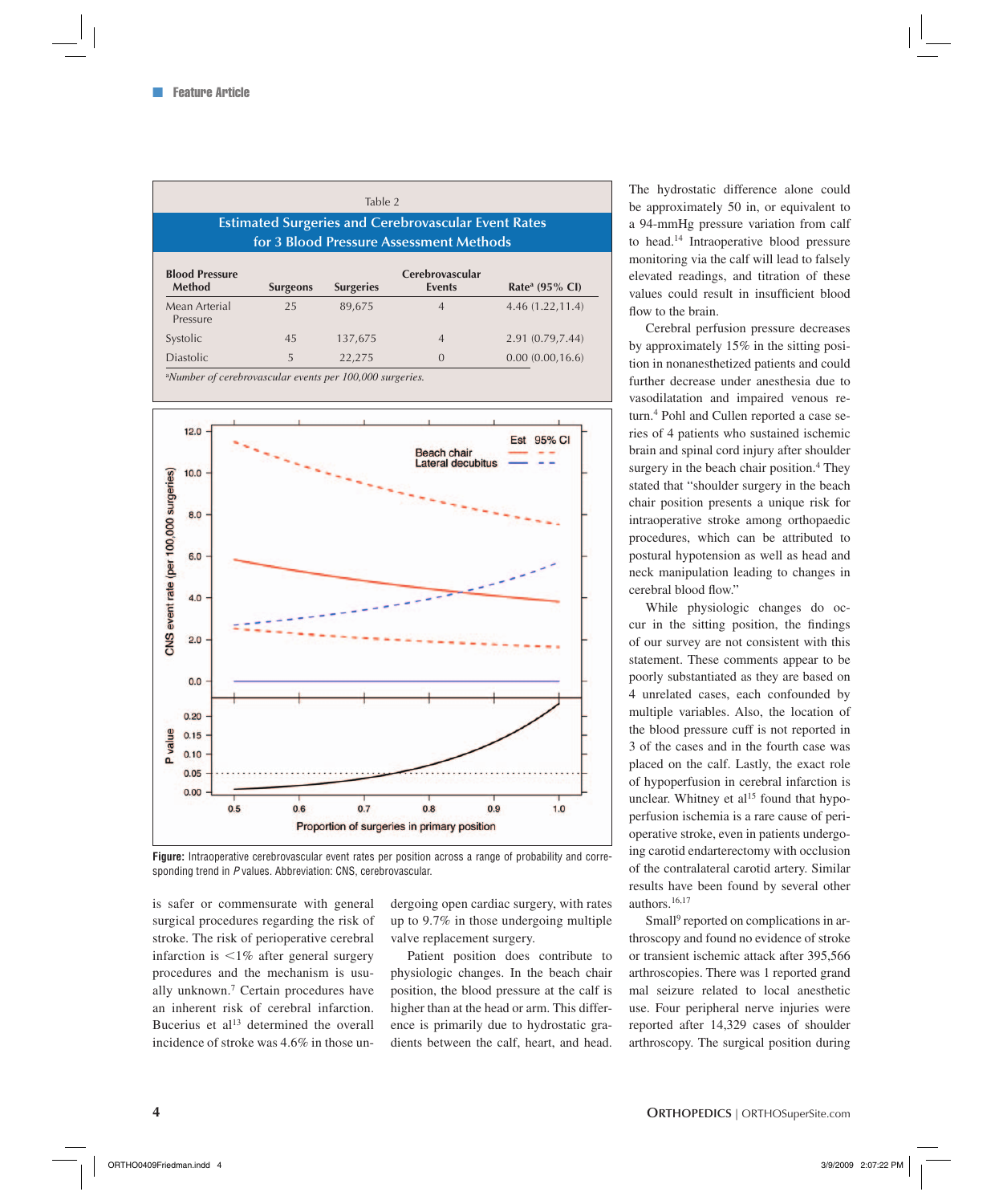Table 2

**Estimated Surgeries and Cerebrovascular Event Rates for 3 Blood Pressure Assessment Methods**

| Blood Pressure Method | Surgeons | Surgeries | Cerebrovascular Events | Rate[a] (95% CI) |
|---|---|---|---|---|
| Mean Arterial Pressure | 25 | 89,675 | 4 | 4.46 (1.22,11.4) |
| Systolic | 45 | 137,675 | 4 | 2.91 (0.79,7.44) |
| Diastolic | 5 | 22,275 | 0 | 0.00 (0.00,16.6) |

[a]*Number of cerebrovascular events per 100,000 surgeries.*

**Figure:** Intraoperative cerebrovascular event rates per position across a range of probability and corresponding trend in *P* values. Abbreviation: CNS, cerebrovascular.

is safer or commensurate with general surgical procedures regarding the risk of stroke. The risk of perioperative cerebral infarction is <1% after general surgery procedures and the mechanism is usually unknown.[7] Certain procedures have an inherent risk of cerebral infarction. Bucerius et al[13] determined the overall incidence of stroke was 4.6% in those undergoing open cardiac surgery, with rates up to 9.7% in those undergoing multiple valve replacement surgery.

Patient position does contribute to physiologic changes. In the beach chair position, the blood pressure at the calf is higher than at the head or arm. This difference is primarily due to hydrostatic gradients between the calf, heart, and head. The hydrostatic difference alone could be approximately 50 in, or equivalent to a 94-mmHg pressure variation from calf to head.[14] Intraoperative blood pressure monitoring via the calf will lead to falsely elevated readings, and titration of these values could result in insufficient blood flow to the brain.

Cerebral perfusion pressure decreases by approximately 15% in the sitting position in nonanesthetized patients and could further decrease under anesthesia due to vasodilatation and impaired venous return.[4] Pohl and Cullen reported a case series of 4 patients who sustained ischemic brain and spinal cord injury after shoulder surgery in the beach chair position.[4] They stated that "shoulder surgery in the beach chair position presents a unique risk for intraoperative stroke among orthopaedic procedures, which can be attributed to postural hypotension as well as head and neck manipulation leading to changes in cerebral blood flow."

While physiologic changes do occur in the sitting position, the findings of our survey are not consistent with this statement. These comments appear to be poorly substantiated as they are based on 4 unrelated cases, each confounded by multiple variables. Also, the location of the blood pressure cuff is not reported in 3 of the cases and in the fourth case was placed on the calf. Lastly, the exact role of hypoperfusion in cerebral infarction is unclear. Whitney et al[15] found that hypoperfusion ischemia is a rare cause of perioperative stroke, even in patients undergoing carotid endarterectomy with occlusion of the contralateral carotid artery. Similar results have been found by several other authors.[16,17]

Small[9] reported on complications in arthroscopy and found no evidence of stroke or transient ischemic attack after 395,566 arthroscopies. There was 1 reported grand mal seizure related to local anesthetic use. Four peripheral nerve injuries were reported after 14,329 cases of shoulder arthroscopy. The surgical position during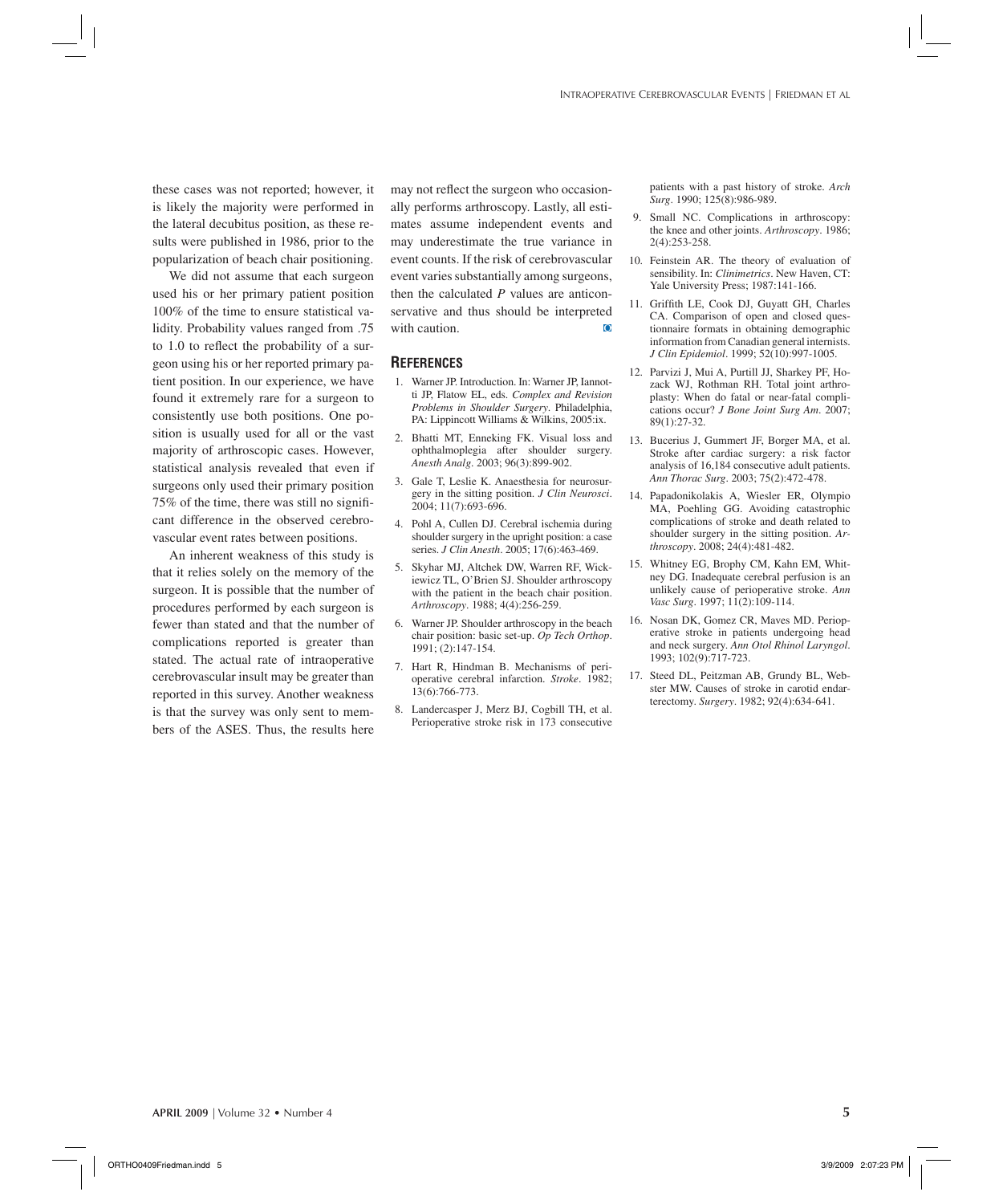these cases was not reported; however, it is likely the majority were performed in the lateral decubitus position, as these results were published in 1986, prior to the popularization of beach chair positioning.

We did not assume that each surgeon used his or her primary patient position 100% of the time to ensure statistical validity. Probability values ranged from .75 to 1.0 to reflect the probability of a surgeon using his or her reported primary patient position. In our experience, we have found it extremely rare for a surgeon to consistently use both positions. One position is usually used for all or the vast majority of arthroscopic cases. However, statistical analysis revealed that even if surgeons only used their primary position 75% of the time, there was still no significant difference in the observed cerebrovascular event rates between positions.

An inherent weakness of this study is that it relies solely on the memory of the surgeon. It is possible that the number of procedures performed by each surgeon is fewer than stated and that the number of complications reported is greater than stated. The actual rate of intraoperative cerebrovascular insult may be greater than reported in this survey. Another weakness is that the survey was only sent to members of the ASES. Thus, the results here may not reflect the surgeon who occasionally performs arthroscopy. Lastly, all estimates assume independent events and may underestimate the true variance in event counts. If the risk of cerebrovascular event varies substantially among surgeons, then the calculated $P$ values are anticonservative and thus should be interpreted with caution.

## References

1. Warner JP. Introduction. In: Warner JP, Iannotti JP, Flatow EL, eds. *Complex and Revision Problems in Shoulder Surgery*. Philadelphia, PA: Lippincott Williams & Wilkins, 2005:ix.
2. Bhatti MT, Enneking FK. Visual loss and ophthalmoplegia after shoulder surgery. *Anesth Analg*. 2003; 96(3):899-902.
3. Gale T, Leslie K. Anaesthesia for neurosurgery in the sitting position. *J Clin Neurosci*. 2004; 11(7):693-696.
4. Pohl A, Cullen DJ. Cerebral ischemia during shoulder surgery in the upright position: a case series. *J Clin Anesth*. 2005; 17(6):463-469.
5. Skyhar MJ, Altchek DW, Warren RF, Wickiewicz TL, O'Brien SJ. Shoulder arthroscopy with the patient in the beach chair position. *Arthroscopy*. 1988; 4(4):256-259.
6. Warner JP. Shoulder arthroscopy in the beach chair position: basic set-up. *Op Tech Orthop*. 1991; (2):147-154.
7. Hart R, Hindman B. Mechanisms of perioperative cerebral infarction. *Stroke*. 1982; 13(6):766-773.
8. Landercasper J, Merz BJ, Cogbill TH, et al. Perioperative stroke risk in 173 consecutive patients with a past history of stroke. *Arch Surg*. 1990; 125(8):986-989.
9. Small NC. Complications in arthroscopy: the knee and other joints. *Arthroscopy*. 1986; 2(4):253-258.
10. Feinstein AR. The theory of evaluation of sensibility. In: *Clinimetrics*. New Haven, CT: Yale University Press; 1987:141-166.
11. Griffith LE, Cook DJ, Guyatt GH, Charles CA. Comparison of open and closed questionnaire formats in obtaining demographic information from Canadian general internists. *J Clin Epidemiol*. 1999; 52(10):997-1005.
12. Parvizi J, Mui A, Purtill JJ, Sharkey PF, Hozack WJ, Rothman RH. Total joint arthroplasty: When do fatal or near-fatal complications occur? *J Bone Joint Surg Am*. 2007; 89(1):27-32.
13. Bucerius J, Gummert JF, Borger MA, et al. Stroke after cardiac surgery: a risk factor analysis of 16,184 consecutive adult patients. *Ann Thorac Surg*. 2003; 75(2):472-478.
14. Papadonikolakis A, Wiesler ER, Olympio MA, Poehling GG. Avoiding catastrophic complications of stroke and death related to shoulder surgery in the sitting position. *Arthroscopy*. 2008; 24(4):481-482.
15. Whitney EG, Brophy CM, Kahn EM, Whitney DG. Inadequate cerebral perfusion is an unlikely cause of perioperative stroke. *Ann Vasc Surg*. 1997; 11(2):109-114.
16. Nosan DK, Gomez CR, Maves MD. Perioperative stroke in patients undergoing head and neck surgery. *Ann Otol Rhinol Laryngol*. 1993; 102(9):717-723.
17. Steed DL, Peitzman AB, Grundy BL, Webster MW. Causes of stroke in carotid endarterectomy. *Surgery*. 1982; 92(4):634-641.